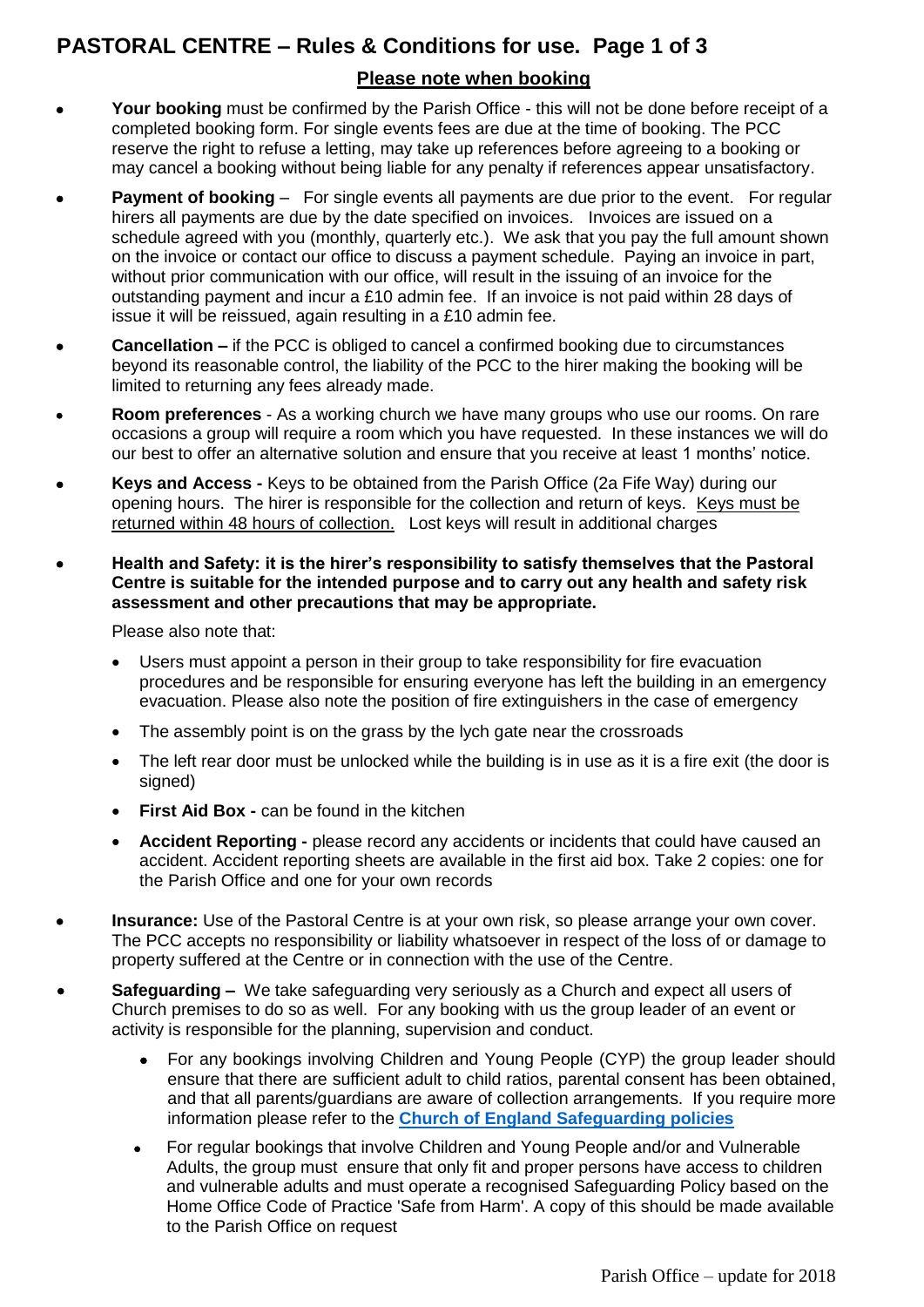# PASTORAL CENTRE – Rules & Conditions for use.

## Please note when booking

- **Your booking** must be confirmed by the Parish Office - this will not be done before receipt of a completed booking form. For single events fees are due at the time of booking. The PCC reserve the right to refuse a letting, may take up references before agreeing to a booking or may cancel a booking without being liable for any penalty if references appear unsatisfactory.
- **Payment of booking** – For single events all payments are due prior to the event. For regular hirers all payments are due by the date specified on invoices. Invoices are issued on a schedule agreed with you (monthly, quarterly etc.). We ask that you pay the full amount shown on the invoice or contact our office to discuss a payment schedule. Paying an invoice in part, without prior communication with our office, will result in the issuing of an invoice for the outstanding payment and incur a £10 admin fee. If an invoice is not paid within 28 days of issue it will be reissued, again resulting in a £10 admin fee.
- **Cancellation –** if the PCC is obliged to cancel a confirmed booking due to circumstances beyond its reasonable control, the liability of the PCC to the hirer making the booking will be limited to returning any fees already made.
- **Room preferences** - As a working church we have many groups who use our rooms. On rare occasions a group will require a room which you have requested. In these instances we will do our best to offer an alternative solution and ensure that you receive at least 1 months' notice.
- **Keys and Access -** Keys to be obtained from the Parish Office (2a Fife Way) during our opening hours. The hirer is responsible for the collection and return of keys. Keys must be returned within 48 hours of collection. Lost keys will result in additional charges
- **Health and Safety: it is the hirer's responsibility to satisfy themselves that the Pastoral Centre is suitable for the intended purpose and to carry out any health and safety risk assessment and other precautions that may be appropriate.**

  Please also note that:

  - Users must appoint a person in their group to take responsibility for fire evacuation procedures and be responsible for ensuring everyone has left the building in an emergency evacuation. Please also note the position of fire extinguishers in the case of emergency
  - The assembly point is on the grass by the lych gate near the crossroads
  - The left rear door must be unlocked while the building is in use as it is a fire exit (the door is signed)
  - **First Aid Box -** can be found in the kitchen
  - **Accident Reporting -** please record any accidents or incidents that could have caused an accident. Accident reporting sheets are available in the first aid box. Take 2 copies: one for the Parish Office and one for your own records
- **Insurance:** Use of the Pastoral Centre is at your own risk, so please arrange your own cover. The PCC accepts no responsibility or liability whatsoever in respect of the loss of or damage to property suffered at the Centre or in connection with the use of the Centre.
- **Safeguarding –** We take safeguarding very seriously as a Church and expect all users of Church premises to do so as well. For any booking with us the group leader of an event or activity is responsible for the planning, supervision and conduct.
  - For any bookings involving Children and Young People (CYP) the group leader should ensure that there are sufficient adult to child ratios, parental consent has been obtained, and that all parents/guardians are aware of collection arrangements. If you require more information please refer to the **Church of England Safeguarding policies**
  - For regular bookings that involve Children and Young People and/or and Vulnerable Adults, the group must ensure that only fit and proper persons have access to children and vulnerable adults and must operate a recognised Safeguarding Policy based on the Home Office Code of Practice 'Safe from Harm'. A copy of this should be made available to the Parish Office on request

Parish Office – update for 2018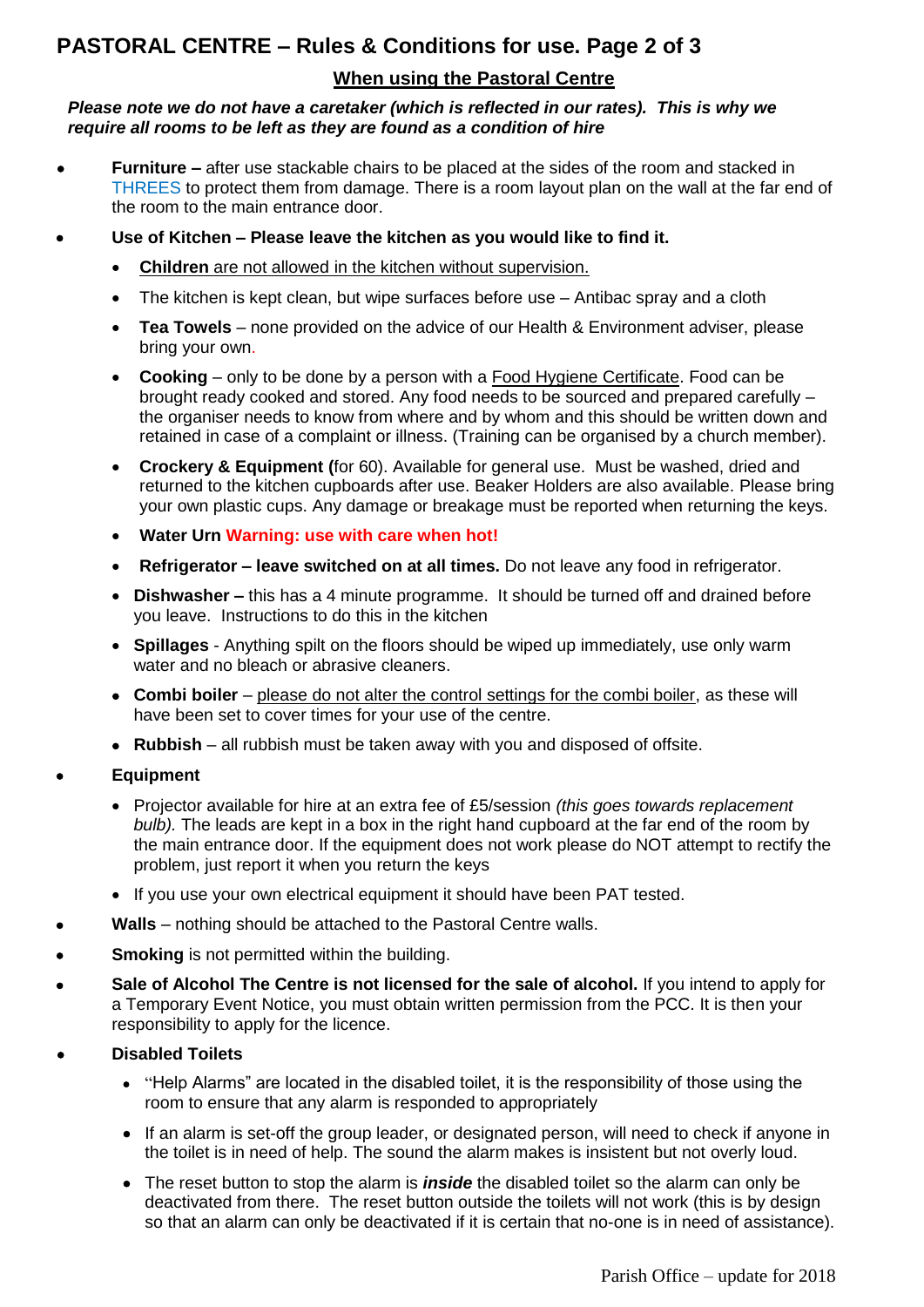# PASTORAL CENTRE – Rules & Conditions for use. Page 2 of 3

## When using the Pastoral Centre

***Please note we do not have a caretaker (which is reflected in our rates). This is why we require all rooms to be left as they are found as a condition of hire***

- **Furniture –** after use stackable chairs to be placed at the sides of the room and stacked in THREES to protect them from damage. There is a room layout plan on the wall at the far end of the room to the main entrance door.
- **Use of Kitchen – Please leave the kitchen as you would like to find it.**
  - **Children** are not allowed in the kitchen without supervision.
  - The kitchen is kept clean, but wipe surfaces before use – Antibac spray and a cloth
  - **Tea Towels** – none provided on the advice of our Health & Environment adviser, please bring your own.
  - **Cooking** – only to be done by a person with a Food Hygiene Certificate. Food can be brought ready cooked and stored. Any food needs to be sourced and prepared carefully – the organiser needs to know from where and by whom and this should be written down and retained in case of a complaint or illness. (Training can be organised by a church member).
  - **Crockery & Equipment (**for 60). Available for general use. Must be washed, dried and returned to the kitchen cupboards after use. Beaker Holders are also available. Please bring your own plastic cups. Any damage or breakage must be reported when returning the keys.
  - **Water Urn Warning: use with care when hot!**
  - **Refrigerator – leave switched on at all times.** Do not leave any food in refrigerator.
  - **Dishwasher –** this has a 4 minute programme. It should be turned off and drained before you leave. Instructions to do this in the kitchen
  - **Spillages** - Anything spilt on the floors should be wiped up immediately, use only warm water and no bleach or abrasive cleaners.
  - **Combi boiler** – please do not alter the control settings for the combi boiler, as these will have been set to cover times for your use of the centre.
  - **Rubbish** – all rubbish must be taken away with you and disposed of offsite.
- **Equipment**
  - Projector available for hire at an extra fee of £5/session *(this goes towards replacement bulb).* The leads are kept in a box in the right hand cupboard at the far end of the room by the main entrance door. If the equipment does not work please do NOT attempt to rectify the problem, just report it when you return the keys
  - If you use your own electrical equipment it should have been PAT tested.
- **Walls** – nothing should be attached to the Pastoral Centre walls.
- **Smoking** is not permitted within the building.
- **Sale of Alcohol The Centre is not licensed for the sale of alcohol.** If you intend to apply for a Temporary Event Notice, you must obtain written permission from the PCC. It is then your responsibility to apply for the licence.
- **Disabled Toilets**
  - "Help Alarms" are located in the disabled toilet, it is the responsibility of those using the room to ensure that any alarm is responded to appropriately
  - If an alarm is set-off the group leader, or designated person, will need to check if anyone in the toilet is in need of help. The sound the alarm makes is insistent but not overly loud.
  - The reset button to stop the alarm is ***inside*** the disabled toilet so the alarm can only be deactivated from there. The reset button outside the toilets will not work (this is by design so that an alarm can only be deactivated if it is certain that no-one is in need of assistance).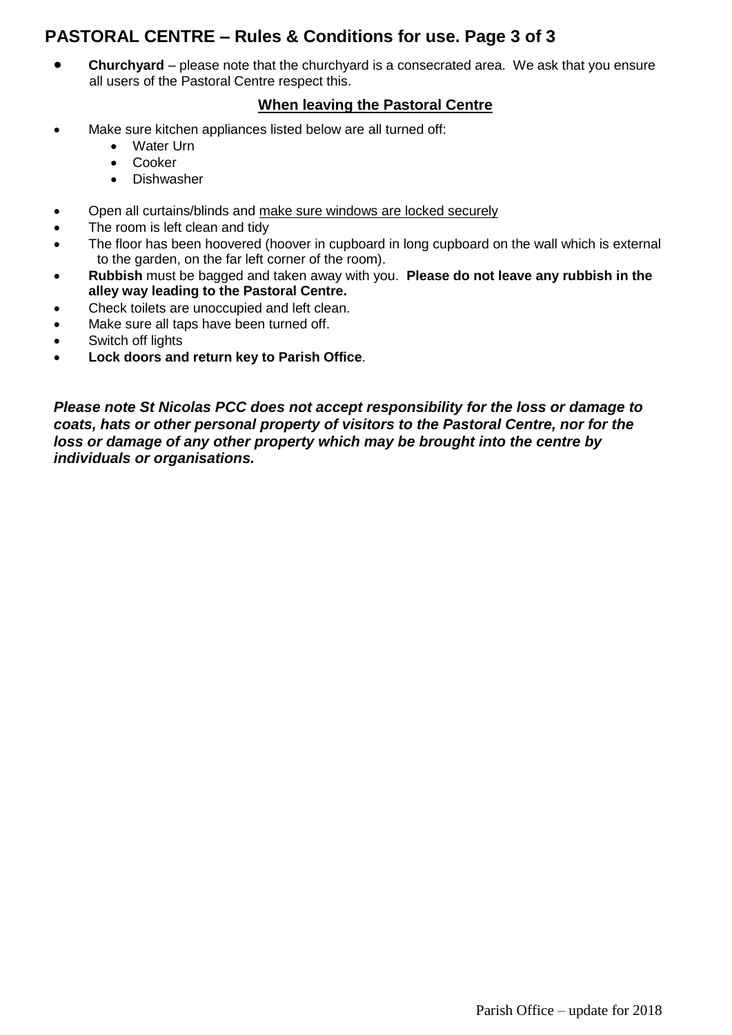## PASTORAL CENTRE – Rules & Conditions for use. Page 3 of 3

- **Churchyard** – please note that the churchyard is a consecrated area. We ask that you ensure all users of the Pastoral Centre respect this.

### When leaving the Pastoral Centre

- Make sure kitchen appliances listed below are all turned off:
  - Water Urn
  - Cooker
  - Dishwasher
- Open all curtains/blinds and make sure windows are locked securely
- The room is left clean and tidy
- The floor has been hoovered (hoover in cupboard in long cupboard on the wall which is external to the garden, on the far left corner of the room).
- **Rubbish** must be bagged and taken away with you. **Please do not leave any rubbish in the alley way leading to the Pastoral Centre.**
- Check toilets are unoccupied and left clean.
- Make sure all taps have been turned off.
- Switch off lights
- **Lock doors and return key to Parish Office**.

***Please note St Nicolas PCC does not accept responsibility for the loss or damage to coats, hats or other personal property of visitors to the Pastoral Centre, nor for the loss or damage of any other property which may be brought into the centre by individuals or organisations.***

Parish Office – update for 2018